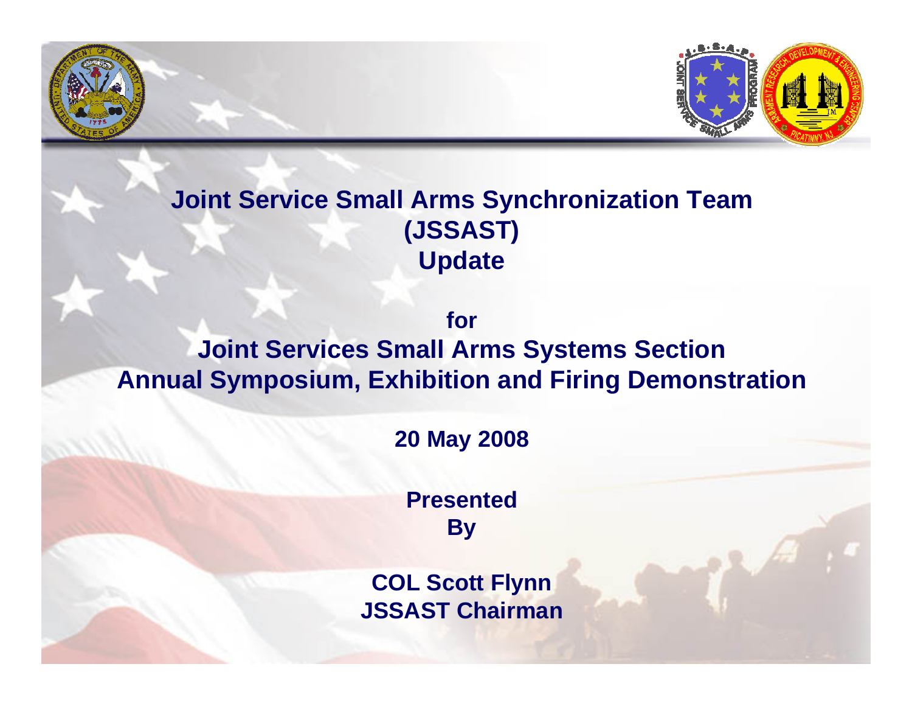# Joint Service Small Arms Synchronization Team (JSSAST) Update

**for**

## Joint Services Small Arms Systems Section Annual Symposium, Exhibition and Firing Demonstration

**20 May 2008**

**Presented By**

**COL Scott Flynn**
**JSSAST Chairman**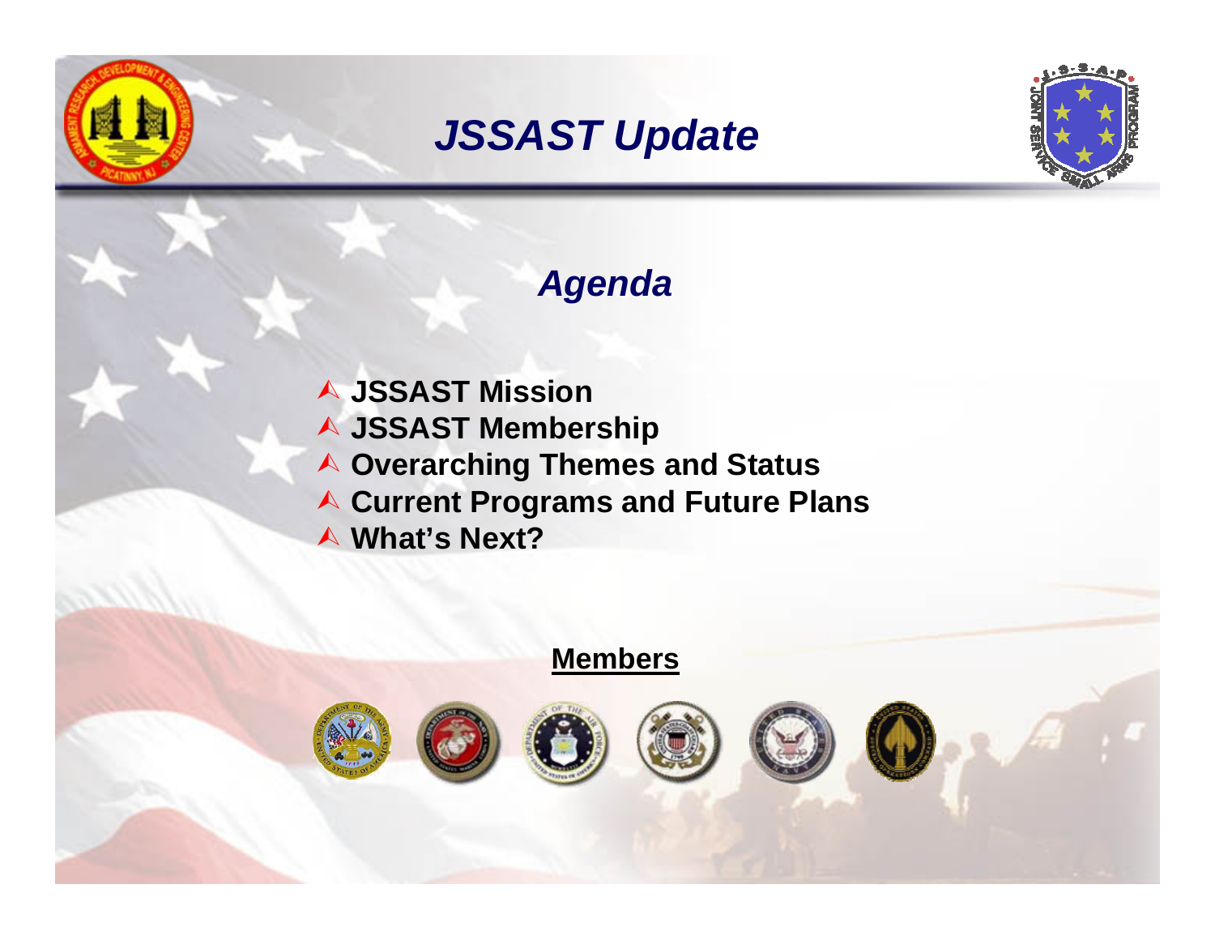# *JSSAST Update*

## *Agenda*

- **JSSAST Mission**
- **JSSAST Membership**
- **Overarching Themes and Status**
- **Current Programs and Future Plans**
- **What's Next?**

**Members**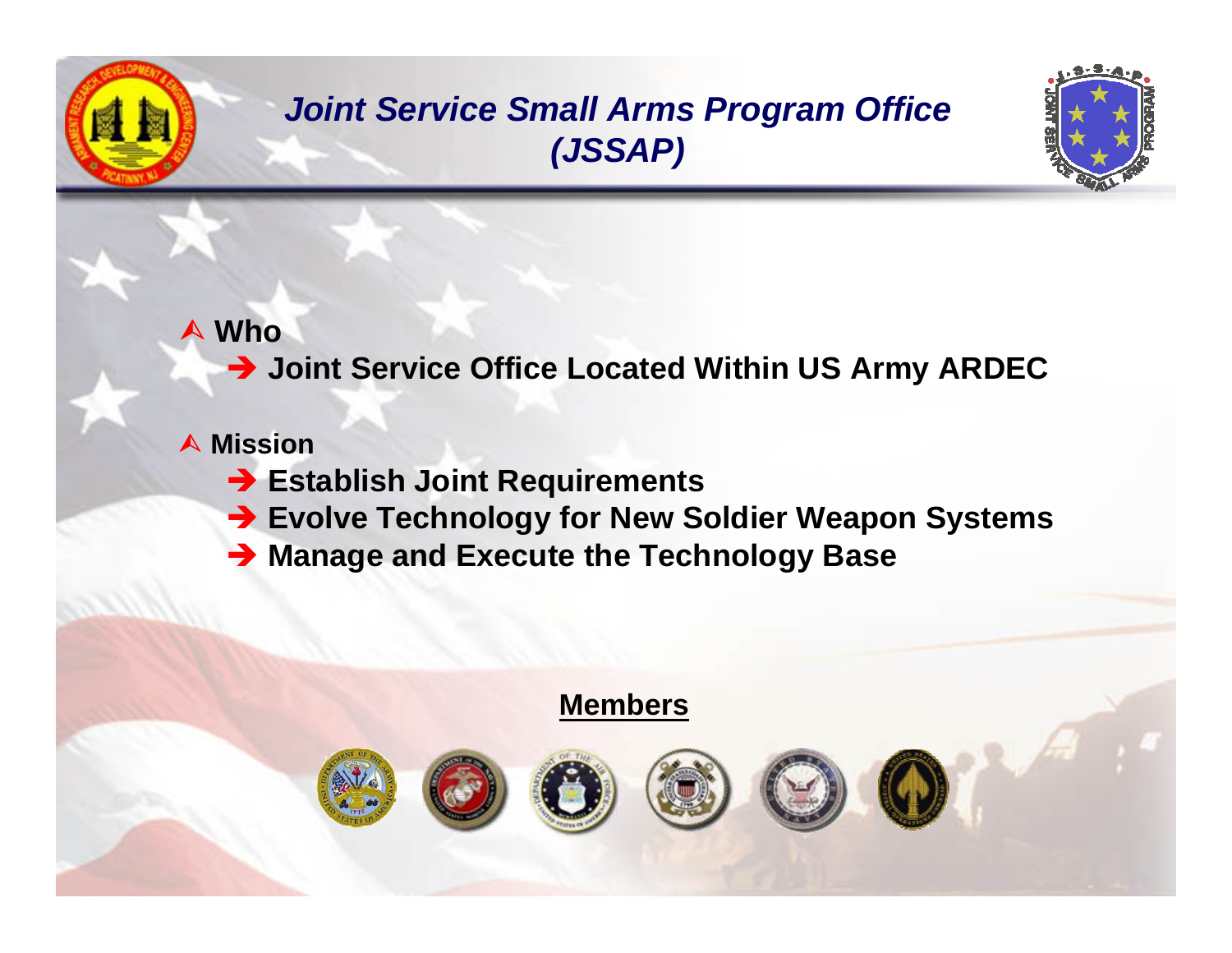# Joint Service Small Arms Program Office (JSSAP)

- **Who**
  - **Joint Service Office Located Within US Army ARDEC**
- **Mission**
  - **Establish Joint Requirements**
  - **Evolve Technology for New Soldier Weapon Systems**
  - **Manage and Execute the Technology Base**

**Members**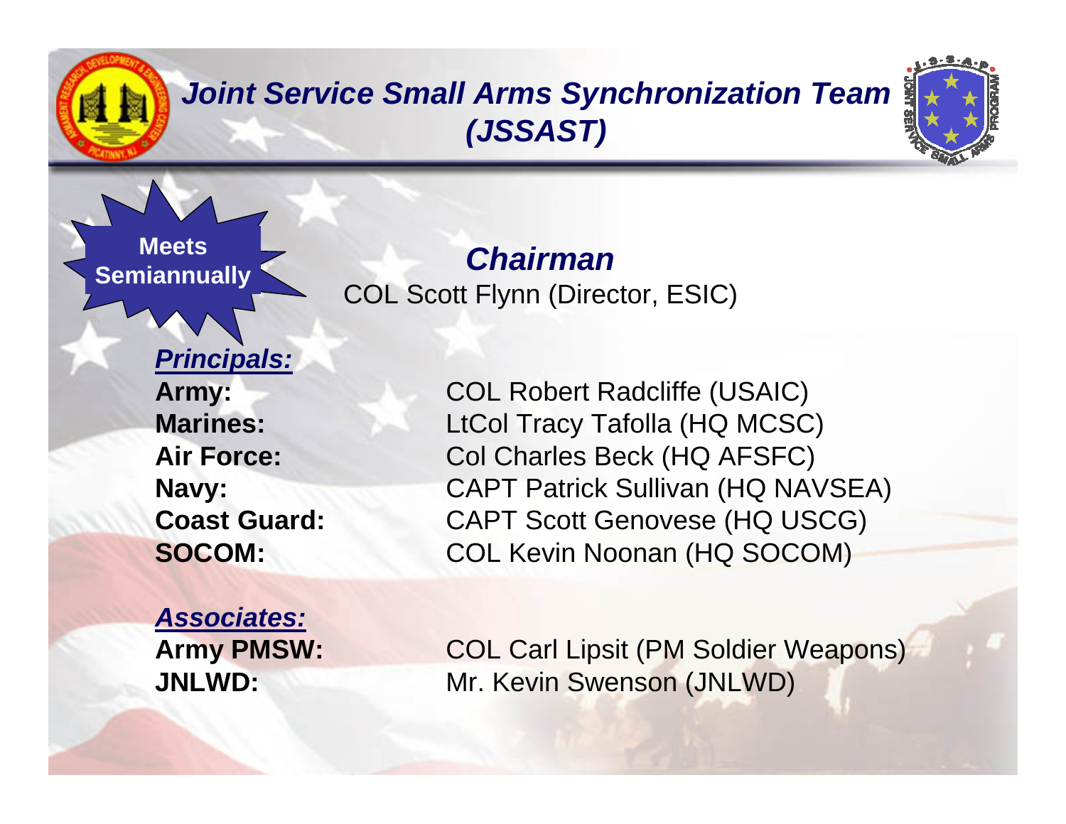# *Joint Service Small Arms Synchronization Team (JSSAST)*

**Meets Semiannually**

## *Chairman*

COL Scott Flynn (Director, ESIC)

***Principals:***

| | |
|---|---|
| **Army:** | COL Robert Radcliffe (USAIC) |
| **Marines:** | LtCol Tracy Tafolla (HQ MCSC) |
| **Air Force:** | Col Charles Beck (HQ AFSFC) |
| **Navy:** | CAPT Patrick Sullivan (HQ NAVSEA) |
| **Coast Guard:** | CAPT Scott Genovese (HQ USCG) |
| **SOCOM:** | COL Kevin Noonan (HQ SOCOM) |

***Associates:***

| | |
|---|---|
| **Army PMSW:** | COL Carl Lipsit (PM Soldier Weapons) |
| **JNLWD:** | Mr. Kevin Swenson (JNLWD) |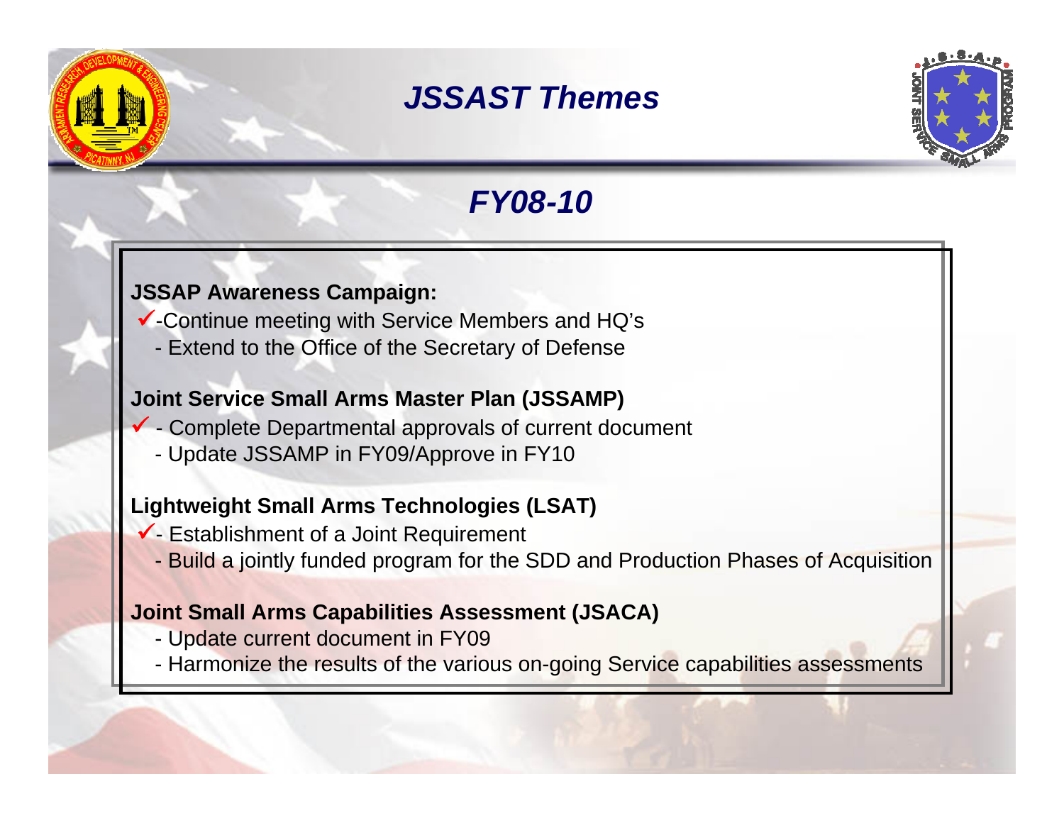# JSSAST Themes

## FY08-10

**JSSAP Awareness Campaign:**

✓-Continue meeting with Service Members and HQ's

- Extend to the Office of the Secretary of Defense

**Joint Service Small Arms Master Plan (JSSAMP)**

✓ - Complete Departmental approvals of current document

- Update JSSAMP in FY09/Approve in FY10

**Lightweight Small Arms Technologies (LSAT)**

✓- Establishment of a Joint Requirement

- Build a jointly funded program for the SDD and Production Phases of Acquisition

**Joint Small Arms Capabilities Assessment (JSACA)**

- Update current document in FY09
- Harmonize the results of the various on-going Service capabilities assessments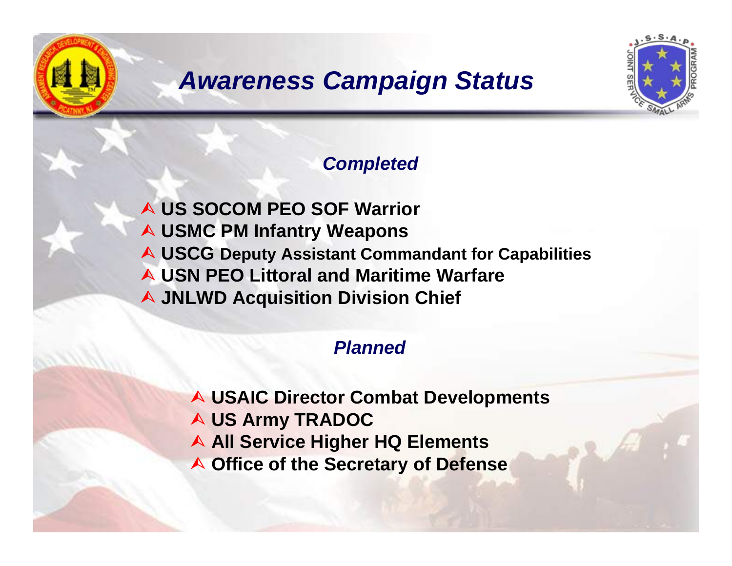# Awareness Campaign Status

## *Completed*

- **US SOCOM PEO SOF Warrior**
- **USMC PM Infantry Weapons**
- **USCG Deputy Assistant Commandant for Capabilities**
- **USN PEO Littoral and Maritime Warfare**
- **JNLWD Acquisition Division Chief**

## *Planned*

- **USAIC Director Combat Developments**
- **US Army TRADOC**
- **All Service Higher HQ Elements**
- **Office of the Secretary of Defense**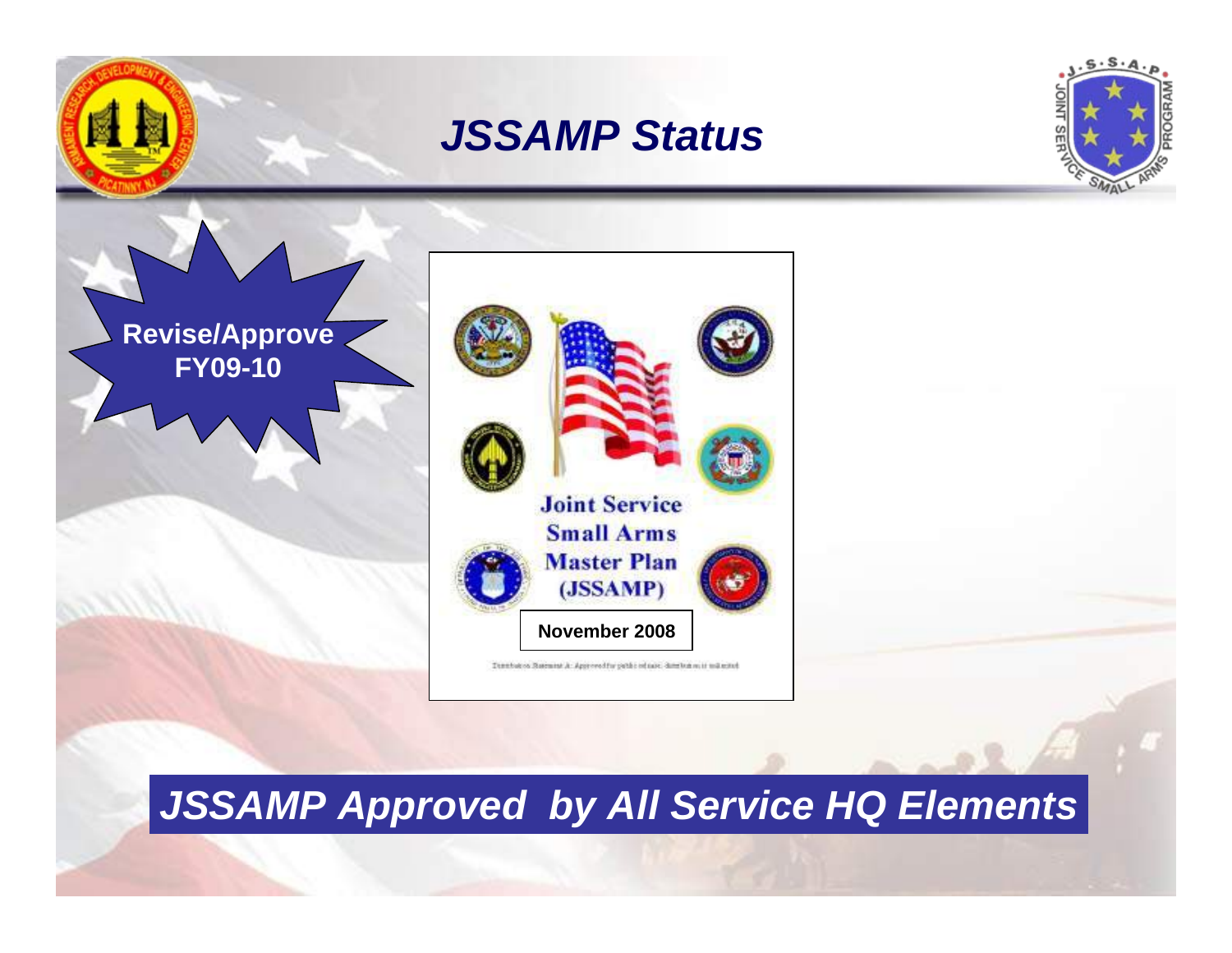# *JSSAMP Status*

**Revise/Approve FY09-10**

**Joint Service Small Arms Master Plan (JSSAMP)**

**November 2008**

Distribution Statement A: Approved for public release; distribution is unlimited

***JSSAMP Approved by All Service HQ Elements***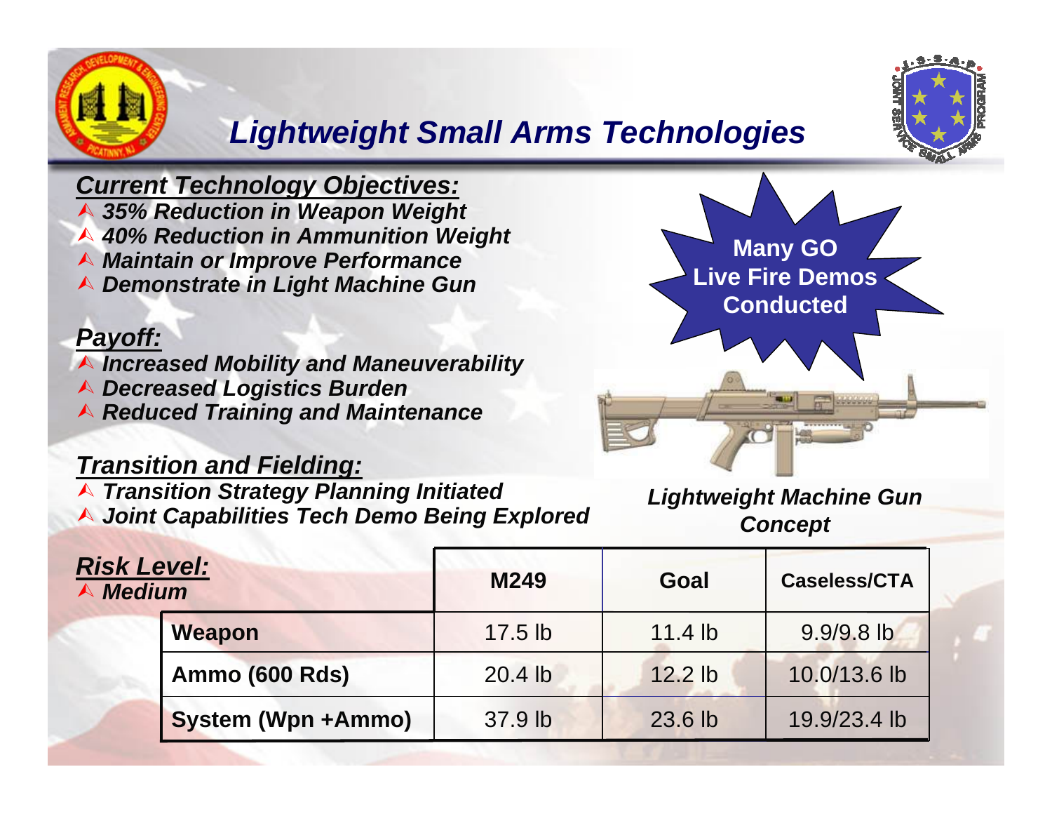# *Lightweight Small Arms Technologies*

***Current Technology Objectives:***

- ***35% Reduction in Weapon Weight***
- ***40% Reduction in Ammunition Weight***
- ***Maintain or Improve Performance***
- ***Demonstrate in Light Machine Gun***

***Payoff:***

- ***Increased Mobility and Maneuverability***
- ***Decreased Logistics Burden***
- ***Reduced Training and Maintenance***

***Transition and Fielding:***

- ***Transition Strategy Planning Initiated***
- ***Joint Capabilities Tech Demo Being Explored***

**Many GO Live Fire Demos Conducted**

***Lightweight Machine Gun Concept***

***Risk Level:***

- ***Medium***

| | M249 | Goal | Caseless/CTA |
|---|---|---|---|
| **Weapon** | 17.5 lb | 11.4 lb | 9.9/9.8 lb |
| **Ammo (600 Rds)** | 20.4 lb | 12.2 lb | 10.0/13.6 lb |
| **System (Wpn +Ammo)** | 37.9 lb | 23.6 lb | 19.9/23.4 lb |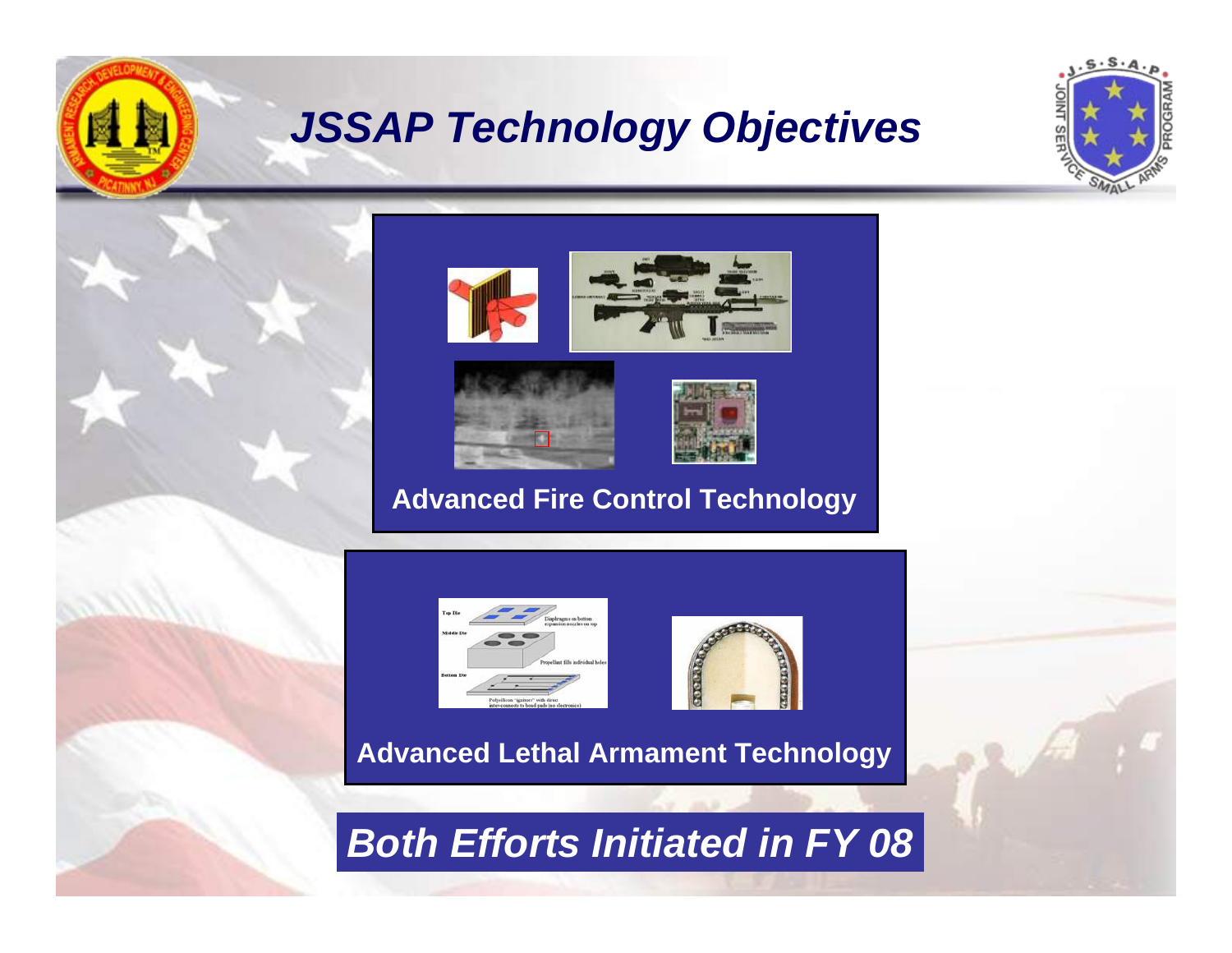# JSSAP Technology Objectives

**Advanced Fire Control Technology**

**Advanced Lethal Armament Technology**

***Both Efforts Initiated in FY 08***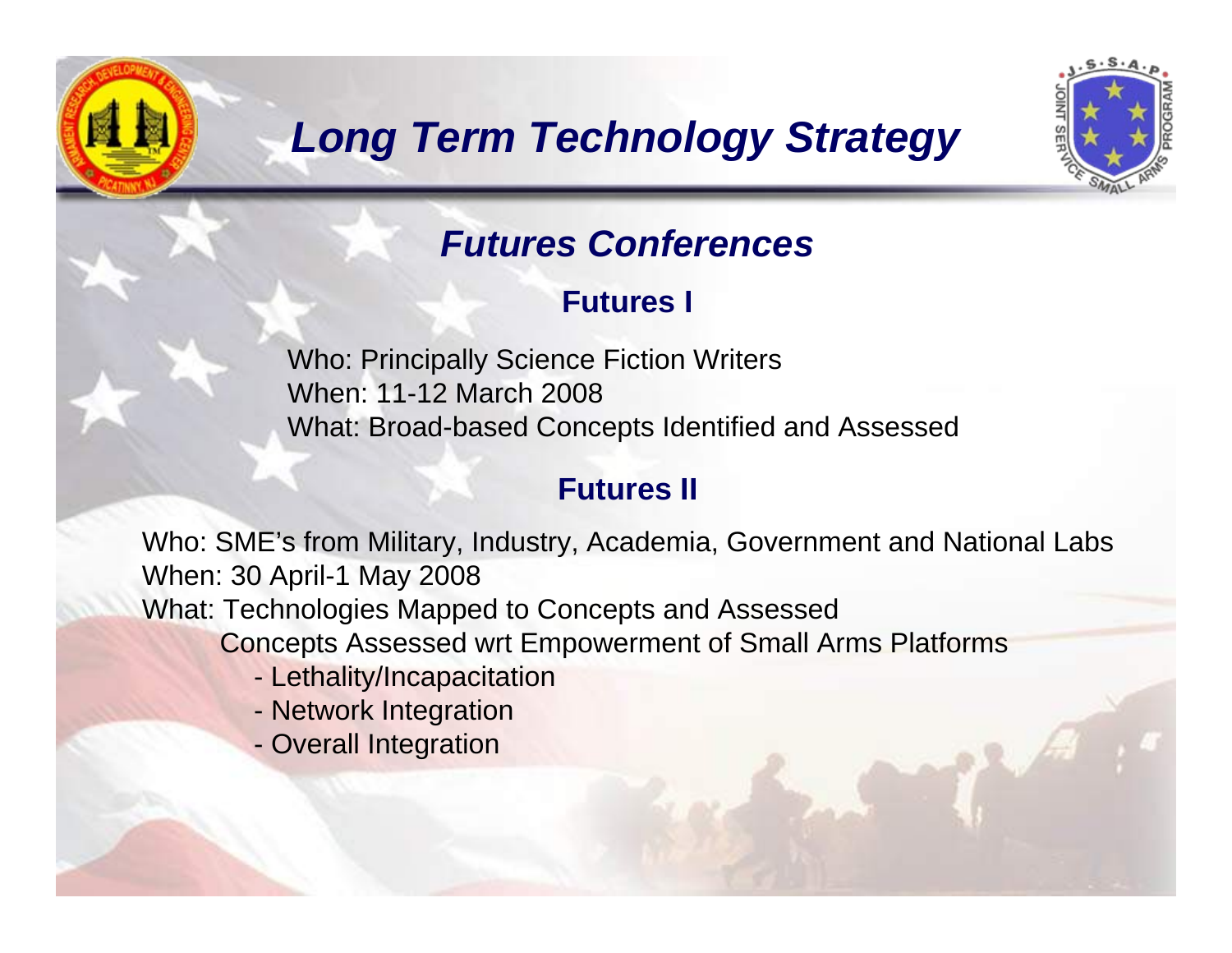# Long Term Technology Strategy

## Futures Conferences

### Futures I

Who: Principally Science Fiction Writers
When: 11-12 March 2008
What: Broad-based Concepts Identified and Assessed

### Futures II

Who: SME's from Military, Industry, Academia, Government and National Labs
When: 30 April-1 May 2008
What: Technologies Mapped to Concepts and Assessed

Concepts Assessed wrt Empowerment of Small Arms Platforms

- Lethality/Incapacitation
- Network Integration
- Overall Integration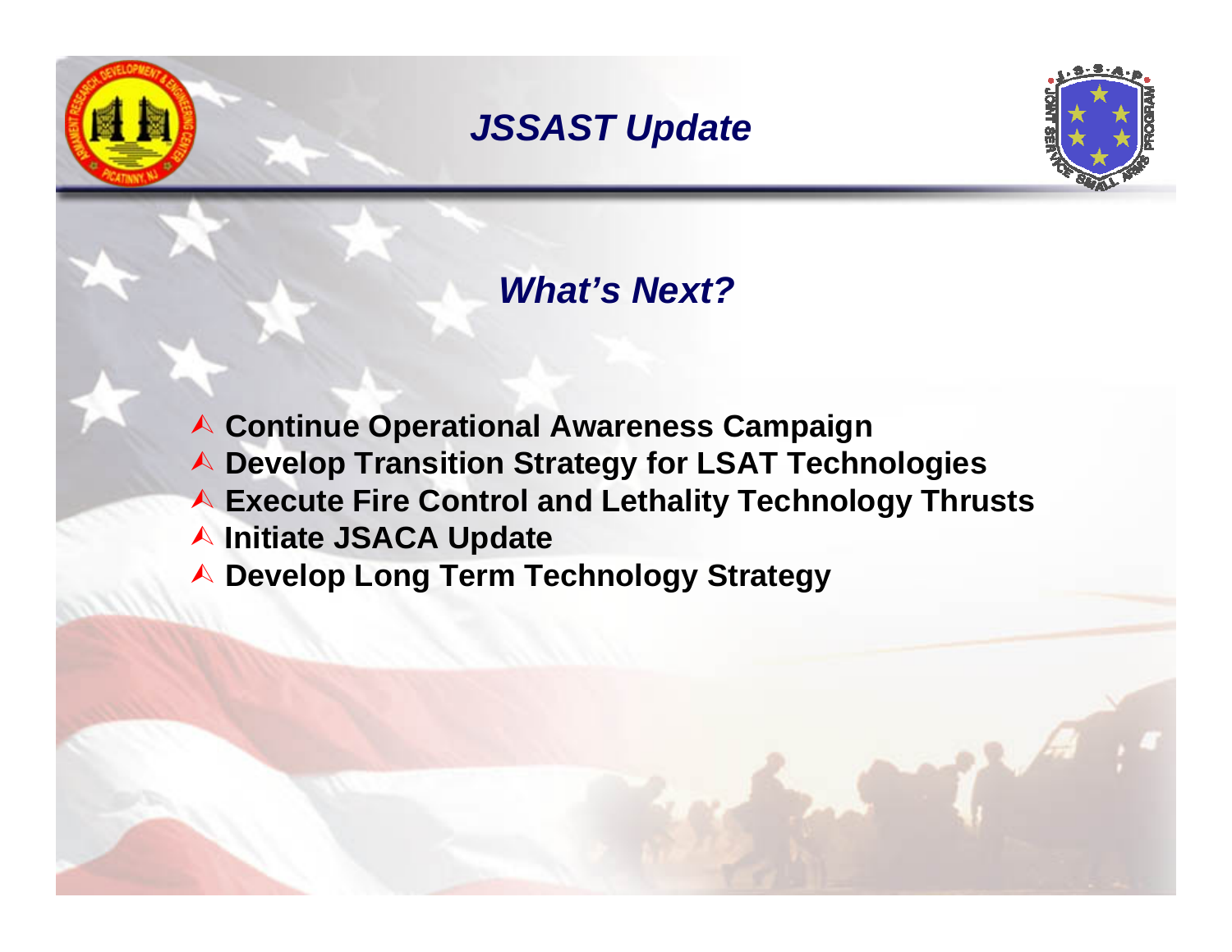# *JSSAST Update*

## *What's Next?*

- Continue Operational Awareness Campaign
- Develop Transition Strategy for LSAT Technologies
- Execute Fire Control and Lethality Technology Thrusts
- Initiate JSACA Update
- Develop Long Term Technology Strategy